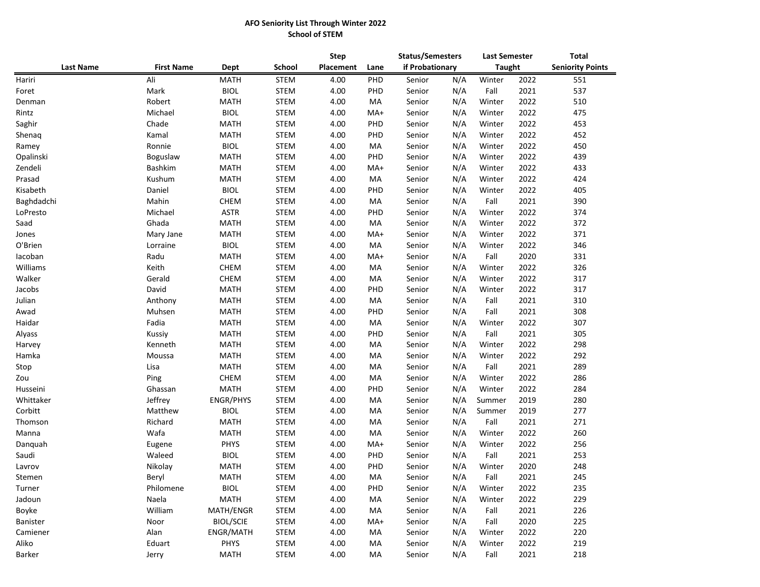# AFO Seniority List Through Winter 2022

## School of STEM

| Last Name | First Name | Dept | School | Step Placement | Lane | Status/Semesters if Probationary | | Last Semester Taught | | Total Seniority Points |
|---|---|---|---|---|---|---|---|---|---|---|
| Hariri | Ali | MATH | STEM | 4.00 | PHD | Senior | N/A | Winter | 2022 | 551 |
| Foret | Mark | BIOL | STEM | 4.00 | PHD | Senior | N/A | Fall | 2021 | 537 |
| Denman | Robert | MATH | STEM | 4.00 | MA | Senior | N/A | Winter | 2022 | 510 |
| Rintz | Michael | BIOL | STEM | 4.00 | MA+ | Senior | N/A | Winter | 2022 | 475 |
| Saghir | Chade | MATH | STEM | 4.00 | PHD | Senior | N/A | Winter | 2022 | 453 |
| Shenaq | Kamal | MATH | STEM | 4.00 | PHD | Senior | N/A | Winter | 2022 | 452 |
| Ramey | Ronnie | BIOL | STEM | 4.00 | MA | Senior | N/A | Winter | 2022 | 450 |
| Opalinski | Boguslaw | MATH | STEM | 4.00 | PHD | Senior | N/A | Winter | 2022 | 439 |
| Zendeli | Bashkim | MATH | STEM | 4.00 | MA+ | Senior | N/A | Winter | 2022 | 433 |
| Prasad | Kushum | MATH | STEM | 4.00 | MA | Senior | N/A | Winter | 2022 | 424 |
| Kisabeth | Daniel | BIOL | STEM | 4.00 | PHD | Senior | N/A | Winter | 2022 | 405 |
| Baghdadchi | Mahin | CHEM | STEM | 4.00 | MA | Senior | N/A | Fall | 2021 | 390 |
| LoPresto | Michael | ASTR | STEM | 4.00 | PHD | Senior | N/A | Winter | 2022 | 374 |
| Saad | Ghada | MATH | STEM | 4.00 | MA | Senior | N/A | Winter | 2022 | 372 |
| Jones | Mary Jane | MATH | STEM | 4.00 | MA+ | Senior | N/A | Winter | 2022 | 371 |
| O'Brien | Lorraine | BIOL | STEM | 4.00 | MA | Senior | N/A | Winter | 2022 | 346 |
| Iacoban | Radu | MATH | STEM | 4.00 | MA+ | Senior | N/A | Fall | 2020 | 331 |
| Williams | Keith | CHEM | STEM | 4.00 | MA | Senior | N/A | Winter | 2022 | 326 |
| Walker | Gerald | CHEM | STEM | 4.00 | MA | Senior | N/A | Winter | 2022 | 317 |
| Jacobs | David | MATH | STEM | 4.00 | PHD | Senior | N/A | Winter | 2022 | 317 |
| Julian | Anthony | MATH | STEM | 4.00 | MA | Senior | N/A | Fall | 2021 | 310 |
| Awad | Muhsen | MATH | STEM | 4.00 | PHD | Senior | N/A | Fall | 2021 | 308 |
| Haidar | Fadia | MATH | STEM | 4.00 | MA | Senior | N/A | Winter | 2022 | 307 |
| Alyass | Kussiy | MATH | STEM | 4.00 | PHD | Senior | N/A | Fall | 2021 | 305 |
| Harvey | Kenneth | MATH | STEM | 4.00 | MA | Senior | N/A | Winter | 2022 | 298 |
| Hamka | Moussa | MATH | STEM | 4.00 | MA | Senior | N/A | Winter | 2022 | 292 |
| Stop | Lisa | MATH | STEM | 4.00 | MA | Senior | N/A | Fall | 2021 | 289 |
| Zou | Ping | CHEM | STEM | 4.00 | MA | Senior | N/A | Winter | 2022 | 286 |
| Husseini | Ghassan | MATH | STEM | 4.00 | PHD | Senior | N/A | Winter | 2022 | 284 |
| Whittaker | Jeffrey | ENGR/PHYS | STEM | 4.00 | MA | Senior | N/A | Summer | 2019 | 280 |
| Corbitt | Matthew | BIOL | STEM | 4.00 | MA | Senior | N/A | Summer | 2019 | 277 |
| Thomson | Richard | MATH | STEM | 4.00 | MA | Senior | N/A | Fall | 2021 | 271 |
| Manna | Wafa | MATH | STEM | 4.00 | MA | Senior | N/A | Winter | 2022 | 260 |
| Danquah | Eugene | PHYS | STEM | 4.00 | MA+ | Senior | N/A | Winter | 2022 | 256 |
| Saudi | Waleed | BIOL | STEM | 4.00 | PHD | Senior | N/A | Fall | 2021 | 253 |
| Lavrov | Nikolay | MATH | STEM | 4.00 | PHD | Senior | N/A | Winter | 2020 | 248 |
| Stemen | Beryl | MATH | STEM | 4.00 | MA | Senior | N/A | Fall | 2021 | 245 |
| Turner | Philomene | BIOL | STEM | 4.00 | PHD | Senior | N/A | Winter | 2022 | 235 |
| Jadoun | Naela | MATH | STEM | 4.00 | MA | Senior | N/A | Winter | 2022 | 229 |
| Boyke | William | MATH/ENGR | STEM | 4.00 | MA | Senior | N/A | Fall | 2021 | 226 |
| Banister | Noor | BIOL/SCIE | STEM | 4.00 | MA+ | Senior | N/A | Fall | 2020 | 225 |
| Camiener | Alan | ENGR/MATH | STEM | 4.00 | MA | Senior | N/A | Winter | 2022 | 220 |
| Aliko | Eduart | PHYS | STEM | 4.00 | MA | Senior | N/A | Winter | 2022 | 219 |
| Barker | Jerry | MATH | STEM | 4.00 | MA | Senior | N/A | Fall | 2021 | 218 |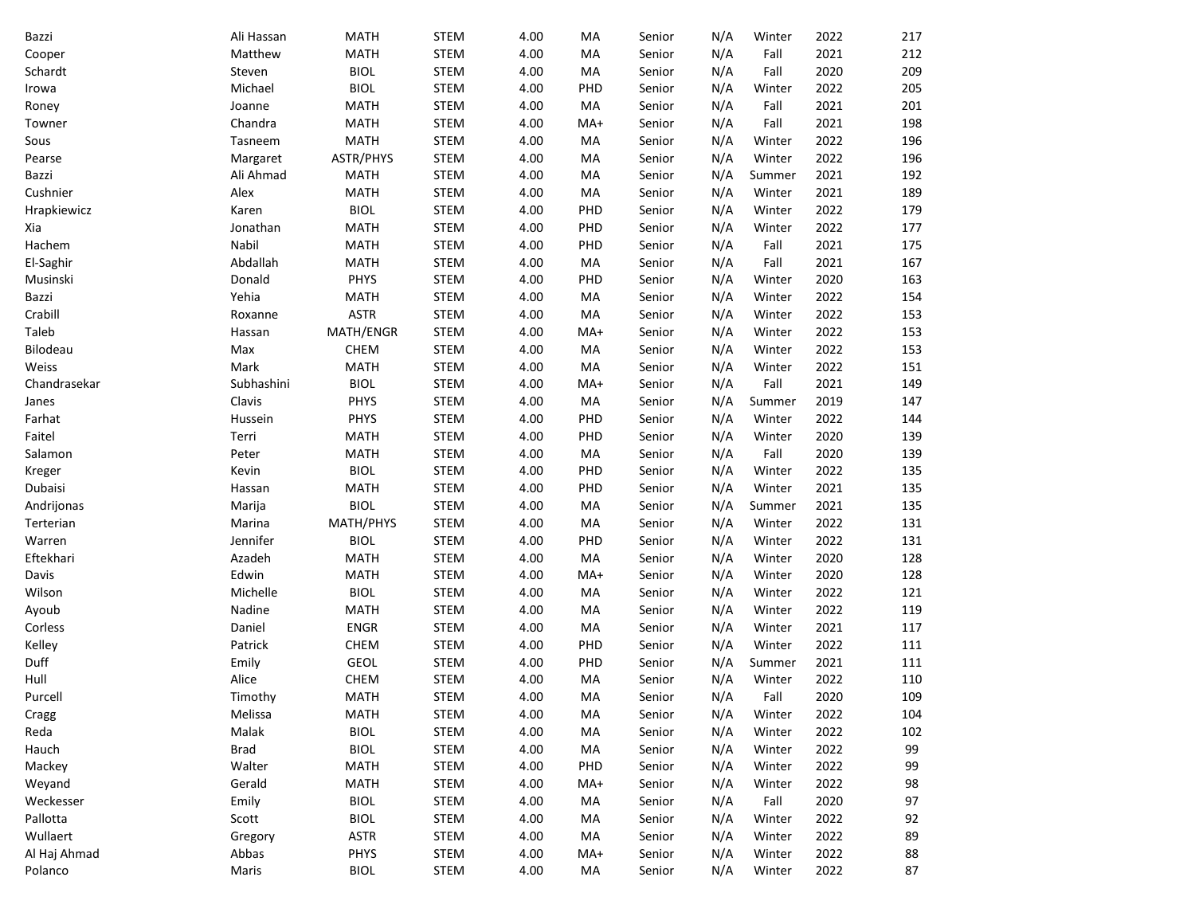| | | | | | | | | | | |
|---|---|---|---|---|---|---|---|---|---|---|
| Bazzi | Ali Hassan | MATH | STEM | 4.00 | MA | Senior | N/A | Winter | 2022 | 217 |
| Cooper | Matthew | MATH | STEM | 4.00 | MA | Senior | N/A | Fall | 2021 | 212 |
| Schardt | Steven | BIOL | STEM | 4.00 | MA | Senior | N/A | Fall | 2020 | 209 |
| Irowa | Michael | BIOL | STEM | 4.00 | PHD | Senior | N/A | Winter | 2022 | 205 |
| Roney | Joanne | MATH | STEM | 4.00 | MA | Senior | N/A | Fall | 2021 | 201 |
| Towner | Chandra | MATH | STEM | 4.00 | MA+ | Senior | N/A | Fall | 2021 | 198 |
| Sous | Tasneem | MATH | STEM | 4.00 | MA | Senior | N/A | Winter | 2022 | 196 |
| Pearse | Margaret | ASTR/PHYS | STEM | 4.00 | MA | Senior | N/A | Winter | 2022 | 196 |
| Bazzi | Ali Ahmad | MATH | STEM | 4.00 | MA | Senior | N/A | Summer | 2021 | 192 |
| Cushnier | Alex | MATH | STEM | 4.00 | MA | Senior | N/A | Winter | 2021 | 189 |
| Hrapkiewicz | Karen | BIOL | STEM | 4.00 | PHD | Senior | N/A | Winter | 2022 | 179 |
| Xia | Jonathan | MATH | STEM | 4.00 | PHD | Senior | N/A | Winter | 2022 | 177 |
| Hachem | Nabil | MATH | STEM | 4.00 | PHD | Senior | N/A | Fall | 2021 | 175 |
| El-Saghir | Abdallah | MATH | STEM | 4.00 | MA | Senior | N/A | Fall | 2021 | 167 |
| Musinski | Donald | PHYS | STEM | 4.00 | PHD | Senior | N/A | Winter | 2020 | 163 |
| Bazzi | Yehia | MATH | STEM | 4.00 | MA | Senior | N/A | Winter | 2022 | 154 |
| Crabill | Roxanne | ASTR | STEM | 4.00 | MA | Senior | N/A | Winter | 2022 | 153 |
| Taleb | Hassan | MATH/ENGR | STEM | 4.00 | MA+ | Senior | N/A | Winter | 2022 | 153 |
| Bilodeau | Max | CHEM | STEM | 4.00 | MA | Senior | N/A | Winter | 2022 | 153 |
| Weiss | Mark | MATH | STEM | 4.00 | MA | Senior | N/A | Winter | 2022 | 151 |
| Chandrasekar | Subhashini | BIOL | STEM | 4.00 | MA+ | Senior | N/A | Fall | 2021 | 149 |
| Janes | Clavis | PHYS | STEM | 4.00 | MA | Senior | N/A | Summer | 2019 | 147 |
| Farhat | Hussein | PHYS | STEM | 4.00 | PHD | Senior | N/A | Winter | 2022 | 144 |
| Faitel | Terri | MATH | STEM | 4.00 | PHD | Senior | N/A | Winter | 2020 | 139 |
| Salamon | Peter | MATH | STEM | 4.00 | MA | Senior | N/A | Fall | 2020 | 139 |
| Kreger | Kevin | BIOL | STEM | 4.00 | PHD | Senior | N/A | Winter | 2022 | 135 |
| Dubaisi | Hassan | MATH | STEM | 4.00 | PHD | Senior | N/A | Winter | 2021 | 135 |
| Andrijonas | Marija | BIOL | STEM | 4.00 | MA | Senior | N/A | Summer | 2021 | 135 |
| Terterian | Marina | MATH/PHYS | STEM | 4.00 | MA | Senior | N/A | Winter | 2022 | 131 |
| Warren | Jennifer | BIOL | STEM | 4.00 | PHD | Senior | N/A | Winter | 2022 | 131 |
| Eftekhari | Azadeh | MATH | STEM | 4.00 | MA | Senior | N/A | Winter | 2020 | 128 |
| Davis | Edwin | MATH | STEM | 4.00 | MA+ | Senior | N/A | Winter | 2020 | 128 |
| Wilson | Michelle | BIOL | STEM | 4.00 | MA | Senior | N/A | Winter | 2022 | 121 |
| Ayoub | Nadine | MATH | STEM | 4.00 | MA | Senior | N/A | Winter | 2022 | 119 |
| Corless | Daniel | ENGR | STEM | 4.00 | MA | Senior | N/A | Winter | 2021 | 117 |
| Kelley | Patrick | CHEM | STEM | 4.00 | PHD | Senior | N/A | Winter | 2022 | 111 |
| Duff | Emily | GEOL | STEM | 4.00 | PHD | Senior | N/A | Summer | 2021 | 111 |
| Hull | Alice | CHEM | STEM | 4.00 | MA | Senior | N/A | Winter | 2022 | 110 |
| Purcell | Timothy | MATH | STEM | 4.00 | MA | Senior | N/A | Fall | 2020 | 109 |
| Cragg | Melissa | MATH | STEM | 4.00 | MA | Senior | N/A | Winter | 2022 | 104 |
| Reda | Malak | BIOL | STEM | 4.00 | MA | Senior | N/A | Winter | 2022 | 102 |
| Hauch | Brad | BIOL | STEM | 4.00 | MA | Senior | N/A | Winter | 2022 | 99 |
| Mackey | Walter | MATH | STEM | 4.00 | PHD | Senior | N/A | Winter | 2022 | 99 |
| Weyand | Gerald | MATH | STEM | 4.00 | MA+ | Senior | N/A | Winter | 2022 | 98 |
| Weckesser | Emily | BIOL | STEM | 4.00 | MA | Senior | N/A | Fall | 2020 | 97 |
| Pallotta | Scott | BIOL | STEM | 4.00 | MA | Senior | N/A | Winter | 2022 | 92 |
| Wullaert | Gregory | ASTR | STEM | 4.00 | MA | Senior | N/A | Winter | 2022 | 89 |
| Al Haj Ahmad | Abbas | PHYS | STEM | 4.00 | MA+ | Senior | N/A | Winter | 2022 | 88 |
| Polanco | Maris | BIOL | STEM | 4.00 | MA | Senior | N/A | Winter | 2022 | 87 |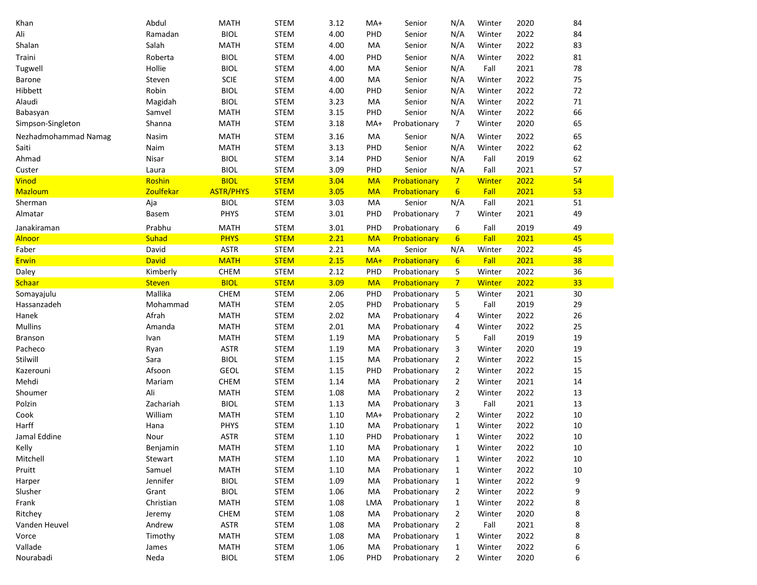| | | | | | | | | | | |
|---|---|---|---|---|---|---|---|---|---|---|
| Khan | Abdul | MATH | STEM | 3.12 | MA+ | Senior | N/A | Winter | 2020 | 84 |
| Ali | Ramadan | BIOL | STEM | 4.00 | PHD | Senior | N/A | Winter | 2022 | 84 |
| Shalan | Salah | MATH | STEM | 4.00 | MA | Senior | N/A | Winter | 2022 | 83 |
| Traini | Roberta | BIOL | STEM | 4.00 | PHD | Senior | N/A | Winter | 2022 | 81 |
| Tugwell | Hollie | BIOL | STEM | 4.00 | MA | Senior | N/A | Fall | 2021 | 78 |
| Barone | Steven | SCIE | STEM | 4.00 | MA | Senior | N/A | Winter | 2022 | 75 |
| Hibbett | Robin | BIOL | STEM | 4.00 | PHD | Senior | N/A | Winter | 2022 | 72 |
| Alaudi | Magidah | BIOL | STEM | 3.23 | MA | Senior | N/A | Winter | 2022 | 71 |
| Babasyan | Samvel | MATH | STEM | 3.15 | PHD | Senior | N/A | Winter | 2022 | 66 |
| Simpson-Singleton | Shanna | MATH | STEM | 3.18 | MA+ | Probationary | 7 | Winter | 2020 | 65 |
| Nezhadmohammad Namag | Nasim | MATH | STEM | 3.16 | MA | Senior | N/A | Winter | 2022 | 65 |
| Saiti | Naim | MATH | STEM | 3.13 | PHD | Senior | N/A | Winter | 2022 | 62 |
| Ahmad | Nisar | BIOL | STEM | 3.14 | PHD | Senior | N/A | Fall | 2019 | 62 |
| Custer | Laura | BIOL | STEM | 3.09 | PHD | Senior | N/A | Fall | 2021 | 57 |
| Vinod | Roshin | BIOL | STEM | 3.04 | MA | Probationary | 7 | Winter | 2022 | 54 |
| Mazloum | Zoulfekar | ASTR/PHYS | STEM | 3.05 | MA | Probationary | 6 | Fall | 2021 | 53 |
| Sherman | Aja | BIOL | STEM | 3.03 | MA | Senior | N/A | Fall | 2021 | 51 |
| Almatar | Basem | PHYS | STEM | 3.01 | PHD | Probationary | 7 | Winter | 2021 | 49 |
| Janakiraman | Prabhu | MATH | STEM | 3.01 | PHD | Probationary | 6 | Fall | 2019 | 49 |
| Alnoor | Suhad | PHYS | STEM | 2.21 | MA | Probationary | 6 | Fall | 2021 | 45 |
| Faber | David | ASTR | STEM | 2.21 | MA | Senior | N/A | Winter | 2022 | 45 |
| Erwin | David | MATH | STEM | 2.15 | MA+ | Probationary | 6 | Fall | 2021 | 38 |
| Daley | Kimberly | CHEM | STEM | 2.12 | PHD | Probationary | 5 | Winter | 2022 | 36 |
| Schaar | Steven | BIOL | STEM | 3.09 | MA | Probationary | 7 | Winter | 2022 | 33 |
| Somayajulu | Mallika | CHEM | STEM | 2.06 | PHD | Probationary | 5 | Winter | 2021 | 30 |
| Hassanzadeh | Mohammad | MATH | STEM | 2.05 | PHD | Probationary | 5 | Fall | 2019 | 29 |
| Hanek | Afrah | MATH | STEM | 2.02 | MA | Probationary | 4 | Winter | 2022 | 26 |
| Mullins | Amanda | MATH | STEM | 2.01 | MA | Probationary | 4 | Winter | 2022 | 25 |
| Branson | Ivan | MATH | STEM | 1.19 | MA | Probationary | 5 | Fall | 2019 | 19 |
| Pacheco | Ryan | ASTR | STEM | 1.19 | MA | Probationary | 3 | Winter | 2020 | 19 |
| Stilwill | Sara | BIOL | STEM | 1.15 | MA | Probationary | 2 | Winter | 2022 | 15 |
| Kazerouni | Afsoon | GEOL | STEM | 1.15 | PHD | Probationary | 2 | Winter | 2022 | 15 |
| Mehdi | Mariam | CHEM | STEM | 1.14 | MA | Probationary | 2 | Winter | 2021 | 14 |
| Shoumer | Ali | MATH | STEM | 1.08 | MA | Probationary | 2 | Winter | 2022 | 13 |
| Polzin | Zachariah | BIOL | STEM | 1.13 | MA | Probationary | 3 | Fall | 2021 | 13 |
| Cook | William | MATH | STEM | 1.10 | MA+ | Probationary | 2 | Winter | 2022 | 10 |
| Harff | Hana | PHYS | STEM | 1.10 | MA | Probationary | 1 | Winter | 2022 | 10 |
| Jamal Eddine | Nour | ASTR | STEM | 1.10 | PHD | Probationary | 1 | Winter | 2022 | 10 |
| Kelly | Benjamin | MATH | STEM | 1.10 | MA | Probationary | 1 | Winter | 2022 | 10 |
| Mitchell | Stewart | MATH | STEM | 1.10 | MA | Probationary | 1 | Winter | 2022 | 10 |
| Pruitt | Samuel | MATH | STEM | 1.10 | MA | Probationary | 1 | Winter | 2022 | 10 |
| Harper | Jennifer | BIOL | STEM | 1.09 | MA | Probationary | 1 | Winter | 2022 | 9 |
| Slusher | Grant | BIOL | STEM | 1.06 | MA | Probationary | 2 | Winter | 2022 | 9 |
| Frank | Christian | MATH | STEM | 1.08 | LMA | Probationary | 1 | Winter | 2022 | 8 |
| Ritchey | Jeremy | CHEM | STEM | 1.08 | MA | Probationary | 2 | Winter | 2020 | 8 |
| Vanden Heuvel | Andrew | ASTR | STEM | 1.08 | MA | Probationary | 2 | Fall | 2021 | 8 |
| Vorce | Timothy | MATH | STEM | 1.08 | MA | Probationary | 1 | Winter | 2022 | 8 |
| Vallade | James | MATH | STEM | 1.06 | MA | Probationary | 1 | Winter | 2022 | 6 |
| Nourabadi | Neda | BIOL | STEM | 1.06 | PHD | Probationary | 2 | Winter | 2020 | 6 |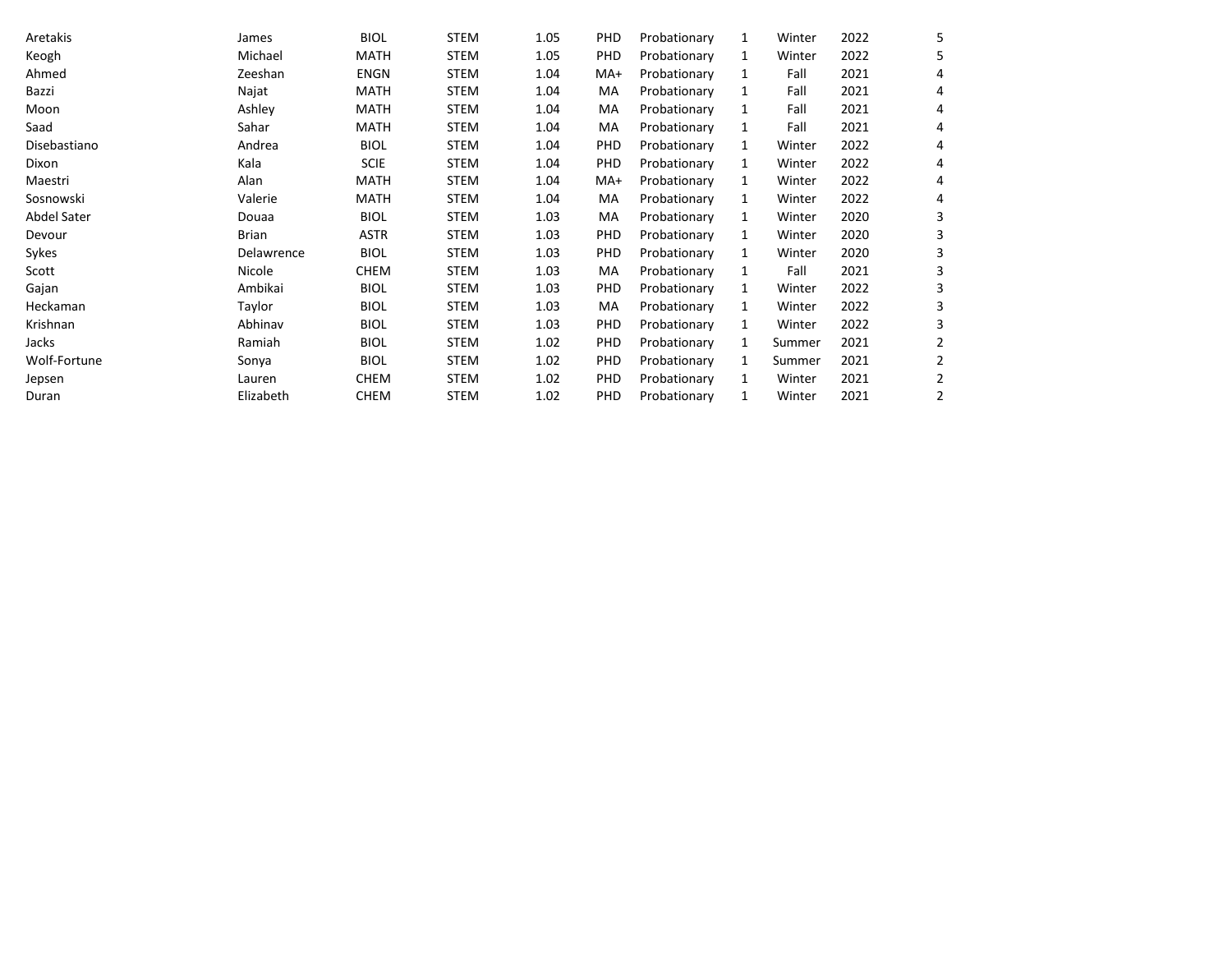| | | | | | | | | | | |
|---|---|---|---|---|---|---|---|---|---|---|
| Aretakis | James | BIOL | STEM | 1.05 | PHD | Probationary | 1 | Winter | 2022 | 5 |
| Keogh | Michael | MATH | STEM | 1.05 | PHD | Probationary | 1 | Winter | 2022 | 5 |
| Ahmed | Zeeshan | ENGN | STEM | 1.04 | MA+ | Probationary | 1 | Fall | 2021 | 4 |
| Bazzi | Najat | MATH | STEM | 1.04 | MA | Probationary | 1 | Fall | 2021 | 4 |
| Moon | Ashley | MATH | STEM | 1.04 | MA | Probationary | 1 | Fall | 2021 | 4 |
| Saad | Sahar | MATH | STEM | 1.04 | MA | Probationary | 1 | Fall | 2021 | 4 |
| Disebastiano | Andrea | BIOL | STEM | 1.04 | PHD | Probationary | 1 | Winter | 2022 | 4 |
| Dixon | Kala | SCIE | STEM | 1.04 | PHD | Probationary | 1 | Winter | 2022 | 4 |
| Maestri | Alan | MATH | STEM | 1.04 | MA+ | Probationary | 1 | Winter | 2022 | 4 |
| Sosnowski | Valerie | MATH | STEM | 1.04 | MA | Probationary | 1 | Winter | 2022 | 4 |
| Abdel Sater | Douaa | BIOL | STEM | 1.03 | MA | Probationary | 1 | Winter | 2020 | 3 |
| Devour | Brian | ASTR | STEM | 1.03 | PHD | Probationary | 1 | Winter | 2020 | 3 |
| Sykes | Delawrence | BIOL | STEM | 1.03 | PHD | Probationary | 1 | Winter | 2020 | 3 |
| Scott | Nicole | CHEM | STEM | 1.03 | MA | Probationary | 1 | Fall | 2021 | 3 |
| Gajan | Ambikai | BIOL | STEM | 1.03 | PHD | Probationary | 1 | Winter | 2022 | 3 |
| Heckaman | Taylor | BIOL | STEM | 1.03 | MA | Probationary | 1 | Winter | 2022 | 3 |
| Krishnan | Abhinav | BIOL | STEM | 1.03 | PHD | Probationary | 1 | Winter | 2022 | 3 |
| Jacks | Ramiah | BIOL | STEM | 1.02 | PHD | Probationary | 1 | Summer | 2021 | 2 |
| Wolf-Fortune | Sonya | BIOL | STEM | 1.02 | PHD | Probationary | 1 | Summer | 2021 | 2 |
| Jepsen | Lauren | CHEM | STEM | 1.02 | PHD | Probationary | 1 | Winter | 2021 | 2 |
| Duran | Elizabeth | CHEM | STEM | 1.02 | PHD | Probationary | 1 | Winter | 2021 | 2 |